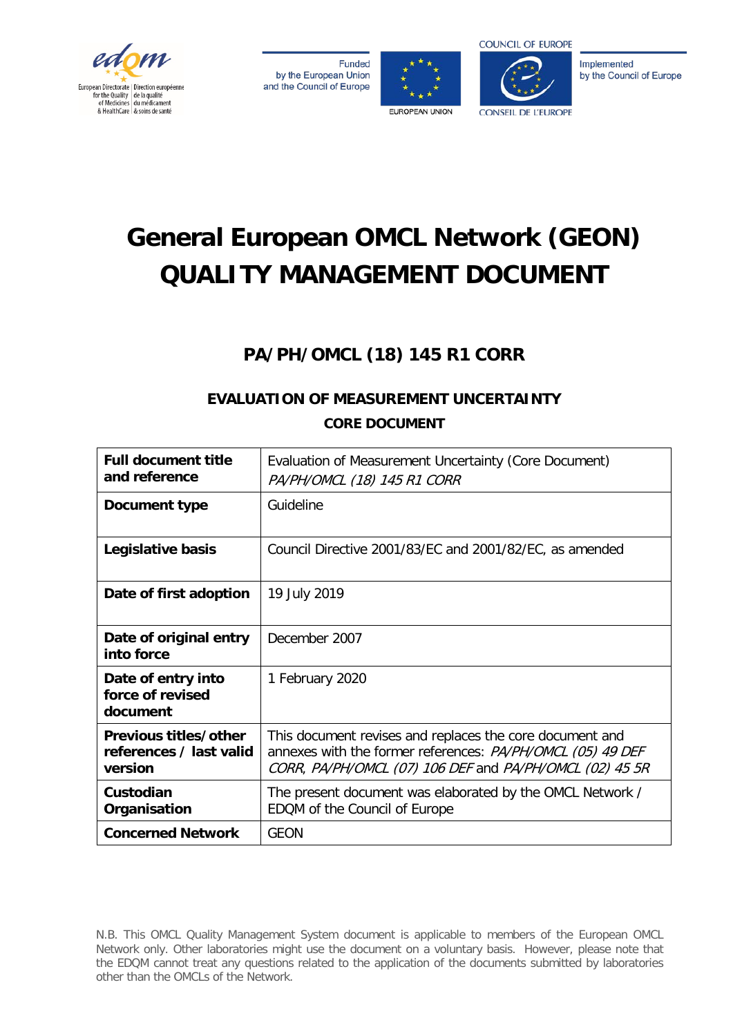# General European OMCL Network (GEON) QUALITY MANAGEMENT DOCUMENT

## PA/PH/OMCL (18) 145 R1 CORR

### EVALUATION OF MEASUREMENT UNCERTAINTY

### CORE DOCUMENT

| **Full document title and reference** | Evaluation of Measurement Uncertainty (Core Document) *PA/PH/OMCL (18) 145 R1 CORR* |
|---|---|
| **Document type** | Guideline |
| **Legislative basis** | Council Directive 2001/83/EC and 2001/82/EC, as amended |
| **Date of first adoption** | 19 July 2019 |
| **Date of original entry into force** | December 2007 |
| **Date of entry into force of revised document** | 1 February 2020 |
| **Previous titles/other references / last valid version** | This document revises and replaces the core document and annexes with the former references: *PA/PH/OMCL (05) 49 DEF CORR*, *PA/PH/OMCL (07) 106 DEF* and *PA/PH/OMCL (02) 45 5R* |
| **Custodian Organisation** | The present document was elaborated by the OMCL Network / EDQM of the Council of Europe |
| **Concerned Network** | GEON |

N.B. This OMCL Quality Management System document is applicable to members of the European OMCL Network only. Other laboratories might use the document on a voluntary basis. However, please note that the EDQM cannot treat any questions related to the application of the documents submitted by laboratories other than the OMCLs of the Network.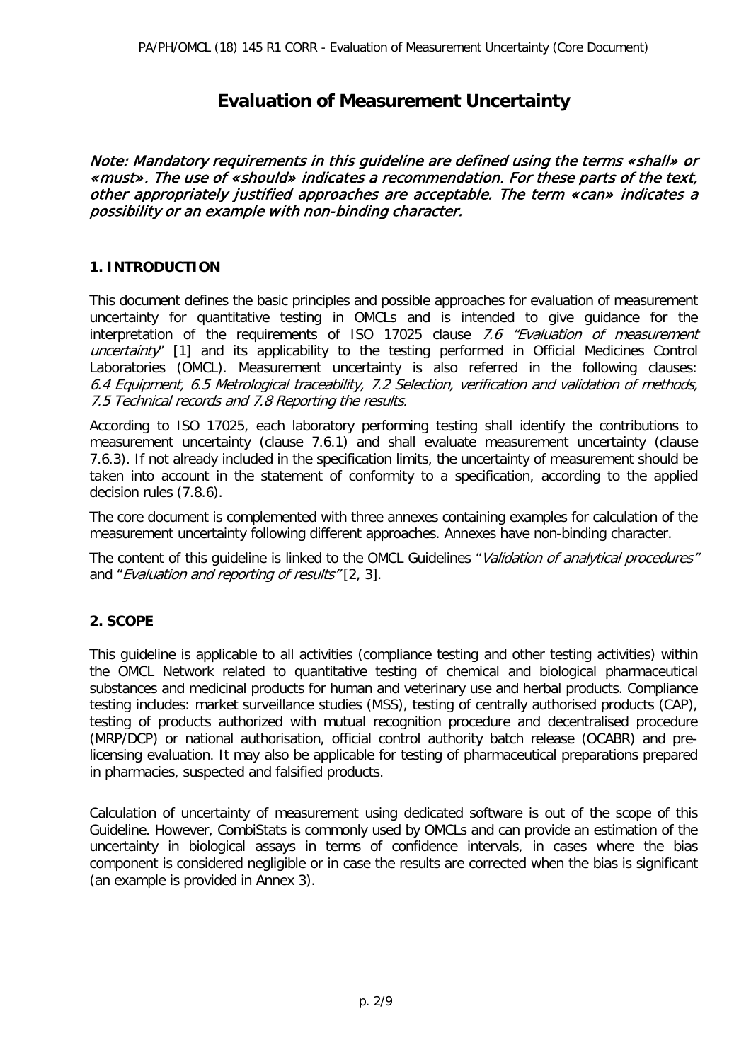# Evaluation of Measurement Uncertainty

*Note: Mandatory requirements in this guideline are defined using the terms «shall» or «must». The use of «should» indicates a recommendation. For these parts of the text, other appropriately justified approaches are acceptable. The term «can» indicates a possibility or an example with non-binding character.*

## 1. INTRODUCTION

This document defines the basic principles and possible approaches for evaluation of measurement uncertainty for quantitative testing in OMCLs and is intended to give guidance for the interpretation of the requirements of ISO 17025 clause *7.6 "Evaluation of measurement uncertainty"* [1] and its applicability to the testing performed in Official Medicines Control Laboratories (OMCL). Measurement uncertainty is also referred in the following clauses: *6.4 Equipment, 6.5 Metrological traceability, 7.2 Selection, verification and validation of methods, 7.5 Technical records and 7.8 Reporting the results.*

According to ISO 17025, each laboratory performing testing shall identify the contributions to measurement uncertainty (clause 7.6.1) and shall evaluate measurement uncertainty (clause 7.6.3). If not already included in the specification limits, the uncertainty of measurement should be taken into account in the statement of conformity to a specification, according to the applied decision rules (7.8.6).

The core document is complemented with three annexes containing examples for calculation of the measurement uncertainty following different approaches. Annexes have non-binding character.

The content of this guideline is linked to the OMCL Guidelines "*Validation of analytical procedures"* and "*Evaluation and reporting of results"* [2, 3].

## 2. SCOPE

This guideline is applicable to all activities (compliance testing and other testing activities) within the OMCL Network related to quantitative testing of chemical and biological pharmaceutical substances and medicinal products for human and veterinary use and herbal products. Compliance testing includes: market surveillance studies (MSS), testing of centrally authorised products (CAP), testing of products authorized with mutual recognition procedure and decentralised procedure (MRP/DCP) or national authorisation, official control authority batch release (OCABR) and pre-licensing evaluation. It may also be applicable for testing of pharmaceutical preparations prepared in pharmacies, suspected and falsified products.

Calculation of uncertainty of measurement using dedicated software is out of the scope of this Guideline. However, CombiStats is commonly used by OMCLs and can provide an estimation of the uncertainty in biological assays in terms of confidence intervals, in cases where the bias component is considered negligible or in case the results are corrected when the bias is significant (an example is provided in Annex 3).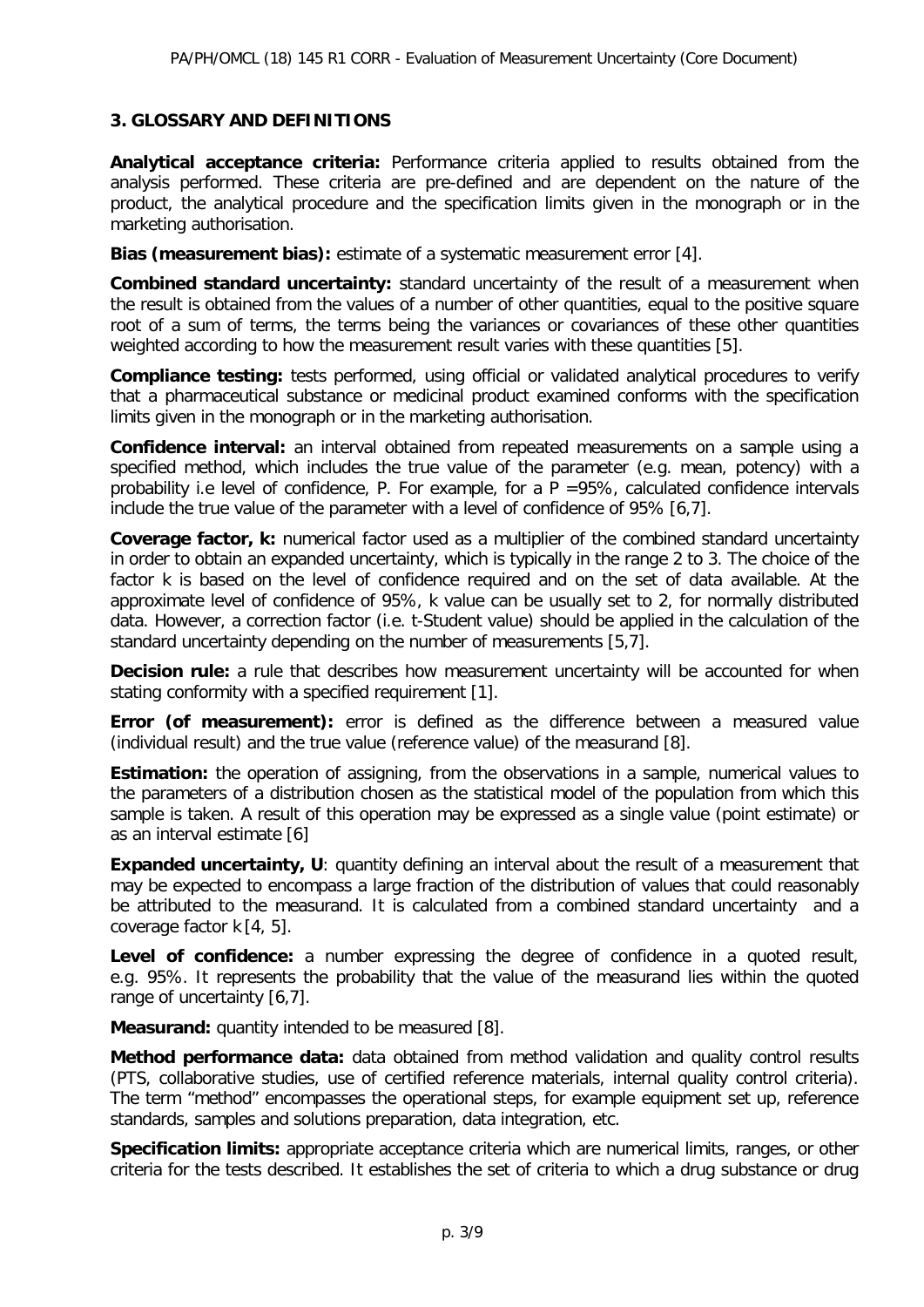## 3. GLOSSARY AND DEFINITIONS

**Analytical acceptance criteria:** Performance criteria applied to results obtained from the analysis performed. These criteria are pre-defined and are dependent on the nature of the product, the analytical procedure and the specification limits given in the monograph or in the marketing authorisation.

**Bias (measurement bias):** estimate of a systematic measurement error [4].

**Combined standard uncertainty:** standard uncertainty of the result of a measurement when the result is obtained from the values of a number of other quantities, equal to the positive square root of a sum of terms, the terms being the variances or covariances of these other quantities weighted according to how the measurement result varies with these quantities [5].

**Compliance testing:** tests performed, using official or validated analytical procedures to verify that a pharmaceutical substance or medicinal product examined conforms with the specification limits given in the monograph or in the marketing authorisation.

**Confidence interval:** an interval obtained from repeated measurements on a sample using a specified method, which includes the true value of the parameter (e.g. mean, potency) with a probability i.e level of confidence, P. For example, for a P =95%, calculated confidence intervals include the true value of the parameter with a level of confidence of 95% [6,7].

**Coverage factor, k:** numerical factor used as a multiplier of the combined standard uncertainty in order to obtain an expanded uncertainty, which is typically in the range 2 to 3. The choice of the factor k is based on the level of confidence required and on the set of data available. At the approximate level of confidence of 95%, k value can be usually set to 2, for normally distributed data. However, a correction factor (i.e. t-Student value) should be applied in the calculation of the standard uncertainty depending on the number of measurements [5,7].

**Decision rule:** a rule that describes how measurement uncertainty will be accounted for when stating conformity with a specified requirement [1].

**Error (of measurement):** error is defined as the difference between a measured value (individual result) and the true value (reference value) of the measurand [8].

**Estimation:** the operation of assigning, from the observations in a sample, numerical values to the parameters of a distribution chosen as the statistical model of the population from which this sample is taken. A result of this operation may be expressed as a single value (point estimate) or as an interval estimate [6]

**Expanded uncertainty, U**: quantity defining an interval about the result of a measurement that may be expected to encompass a large fraction of the distribution of values that could reasonably be attributed to the measurand. It is calculated from a combined standard uncertainty and a coverage factor k [4, 5].

**Level of confidence:** a number expressing the degree of confidence in a quoted result, e.g. 95%. It represents the probability that the value of the measurand lies within the quoted range of uncertainty [6,7].

**Measurand:** quantity intended to be measured [8].

**Method performance data:** data obtained from method validation and quality control results (PTS, collaborative studies, use of certified reference materials, internal quality control criteria). The term "method" encompasses the operational steps, for example equipment set up, reference standards, samples and solutions preparation, data integration, etc.

**Specification limits:** appropriate acceptance criteria which are numerical limits, ranges, or other criteria for the tests described. It establishes the set of criteria to which a drug substance or drug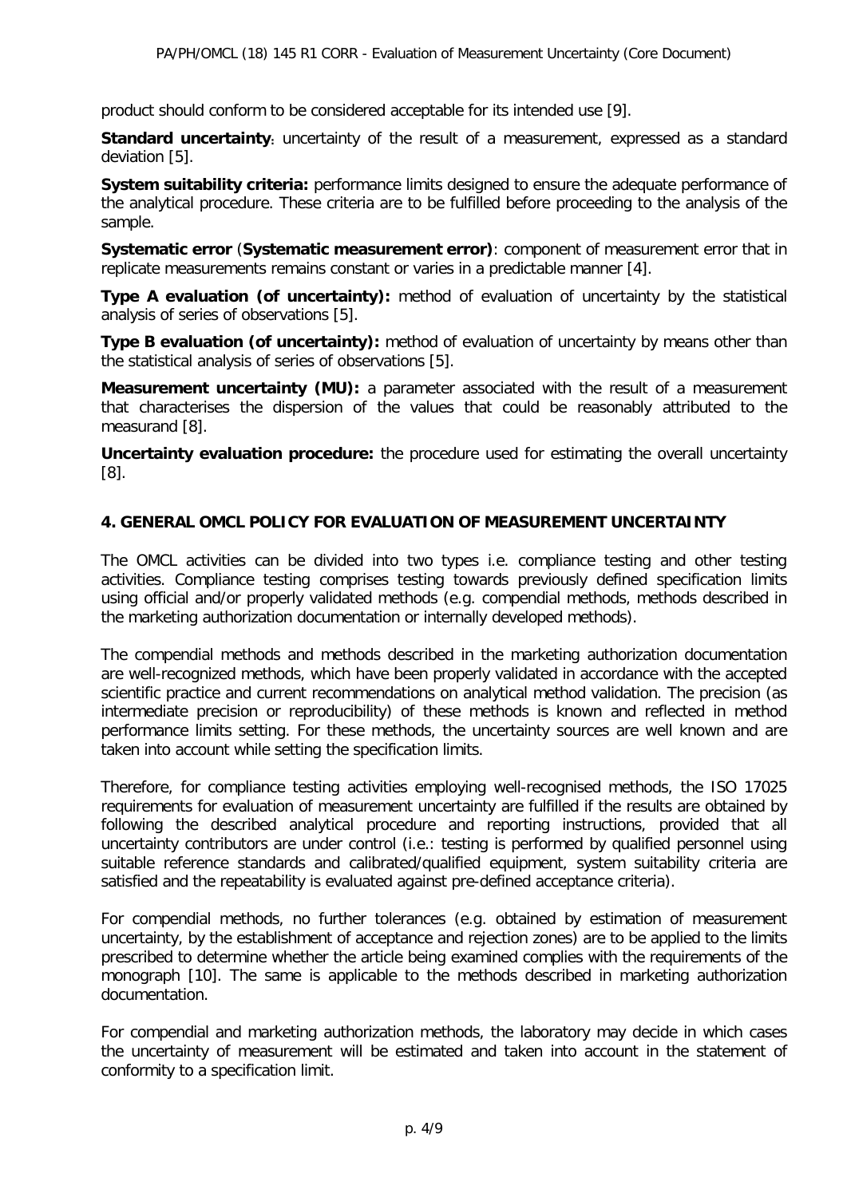product should conform to be considered acceptable for its intended use [9].

**Standard uncertainty**: uncertainty of the result of a measurement, expressed as a standard deviation [5].

**System suitability criteria:** performance limits designed to ensure the adequate performance of the analytical procedure. These criteria are to be fulfilled before proceeding to the analysis of the sample.

**Systematic error** (**Systematic measurement error)**: component of measurement error that in replicate measurements remains constant or varies in a predictable manner [4].

**Type A evaluation (of uncertainty):** method of evaluation of uncertainty by the statistical analysis of series of observations [5].

**Type B evaluation (of uncertainty):** method of evaluation of uncertainty by means other than the statistical analysis of series of observations [5].

**Measurement uncertainty (MU):** a parameter associated with the result of a measurement that characterises the dispersion of the values that could be reasonably attributed to the measurand [8].

**Uncertainty evaluation procedure:** the procedure used for estimating the overall uncertainty [8].

## 4. GENERAL OMCL POLICY FOR EVALUATION OF MEASUREMENT UNCERTAINTY

The OMCL activities can be divided into two types i.e. compliance testing and other testing activities. Compliance testing comprises testing towards previously defined specification limits using official and/or properly validated methods (e.g. compendial methods, methods described in the marketing authorization documentation or internally developed methods).

The compendial methods and methods described in the marketing authorization documentation are well-recognized methods, which have been properly validated in accordance with the accepted scientific practice and current recommendations on analytical method validation. The precision (as intermediate precision or reproducibility) of these methods is known and reflected in method performance limits setting. For these methods, the uncertainty sources are well known and are taken into account while setting the specification limits.

Therefore, for compliance testing activities employing well-recognised methods, the ISO 17025 requirements for evaluation of measurement uncertainty are fulfilled if the results are obtained by following the described analytical procedure and reporting instructions, provided that all uncertainty contributors are under control (i.e.: testing is performed by qualified personnel using suitable reference standards and calibrated/qualified equipment, system suitability criteria are satisfied and the repeatability is evaluated against pre-defined acceptance criteria).

For compendial methods, no further tolerances (e.g. obtained by estimation of measurement uncertainty, by the establishment of acceptance and rejection zones) are to be applied to the limits prescribed to determine whether the article being examined complies with the requirements of the monograph [10]. The same is applicable to the methods described in marketing authorization documentation.

For compendial and marketing authorization methods, the laboratory may decide in which cases the uncertainty of measurement will be estimated and taken into account in the statement of conformity to a specification limit.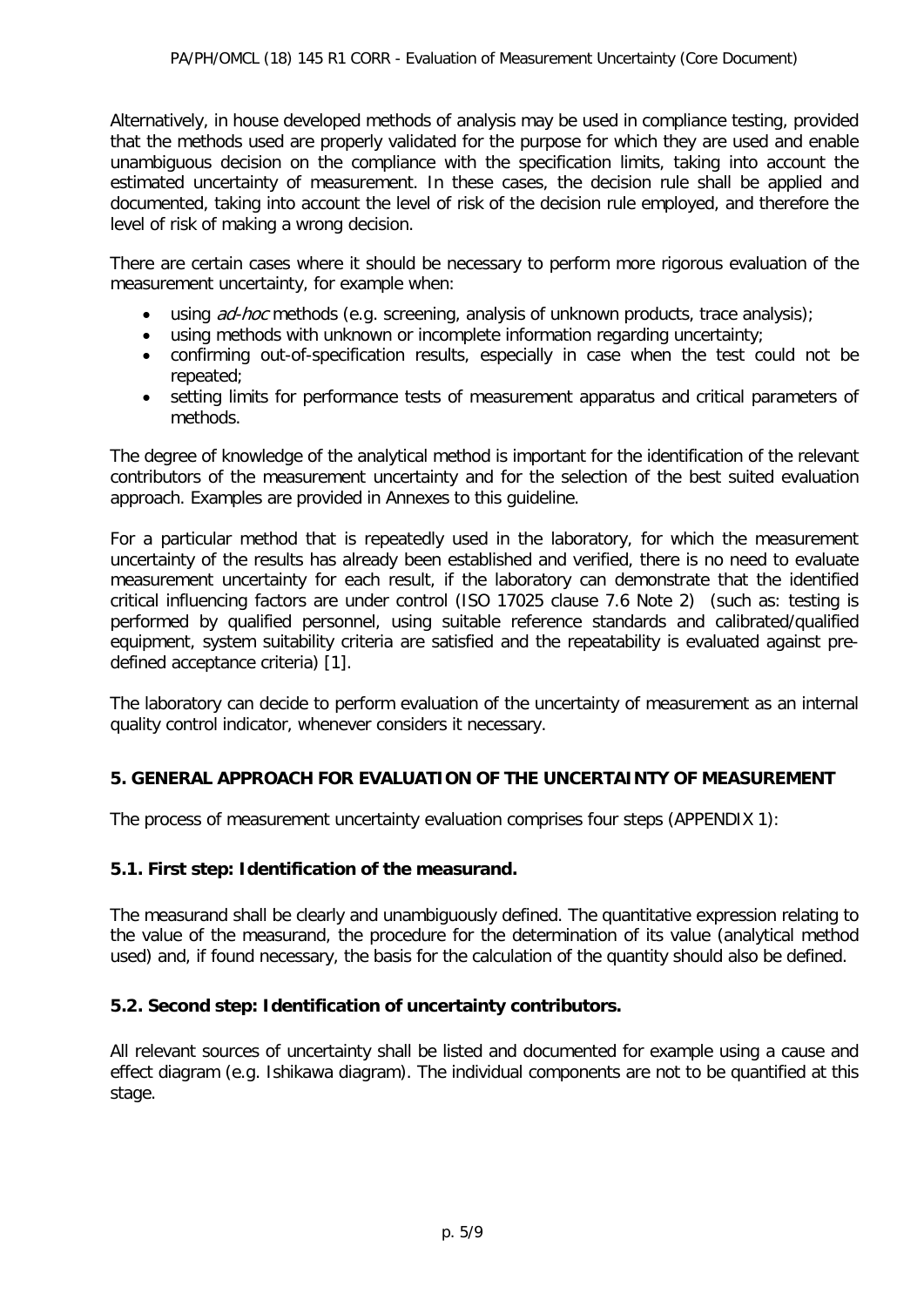Alternatively, in house developed methods of analysis may be used in compliance testing, provided that the methods used are properly validated for the purpose for which they are used and enable unambiguous decision on the compliance with the specification limits, taking into account the estimated uncertainty of measurement. In these cases, the decision rule shall be applied and documented, taking into account the level of risk of the decision rule employed, and therefore the level of risk of making a wrong decision.

There are certain cases where it should be necessary to perform more rigorous evaluation of the measurement uncertainty, for example when:

- using *ad-hoc* methods (e.g. screening, analysis of unknown products, trace analysis);
- using methods with unknown or incomplete information regarding uncertainty;
- confirming out-of-specification results, especially in case when the test could not be repeated;
- setting limits for performance tests of measurement apparatus and critical parameters of methods.

The degree of knowledge of the analytical method is important for the identification of the relevant contributors of the measurement uncertainty and for the selection of the best suited evaluation approach. Examples are provided in Annexes to this guideline.

For a particular method that is repeatedly used in the laboratory, for which the measurement uncertainty of the results has already been established and verified, there is no need to evaluate measurement uncertainty for each result, if the laboratory can demonstrate that the identified critical influencing factors are under control (ISO 17025 clause 7.6 Note 2) (such as: testing is performed by qualified personnel, using suitable reference standards and calibrated/qualified equipment, system suitability criteria are satisfied and the repeatability is evaluated against pre-defined acceptance criteria) [1].

The laboratory can decide to perform evaluation of the uncertainty of measurement as an internal quality control indicator, whenever considers it necessary.

## 5. GENERAL APPROACH FOR EVALUATION OF THE UNCERTAINTY OF MEASUREMENT

The process of measurement uncertainty evaluation comprises four steps (APPENDIX 1):

### 5.1. First step: Identification of the measurand.

The measurand shall be clearly and unambiguously defined. The quantitative expression relating to the value of the measurand, the procedure for the determination of its value (analytical method used) and, if found necessary, the basis for the calculation of the quantity should also be defined.

### 5.2. Second step: Identification of uncertainty contributors.

All relevant sources of uncertainty shall be listed and documented for example using a cause and effect diagram (e.g. Ishikawa diagram). The individual components are not to be quantified at this stage.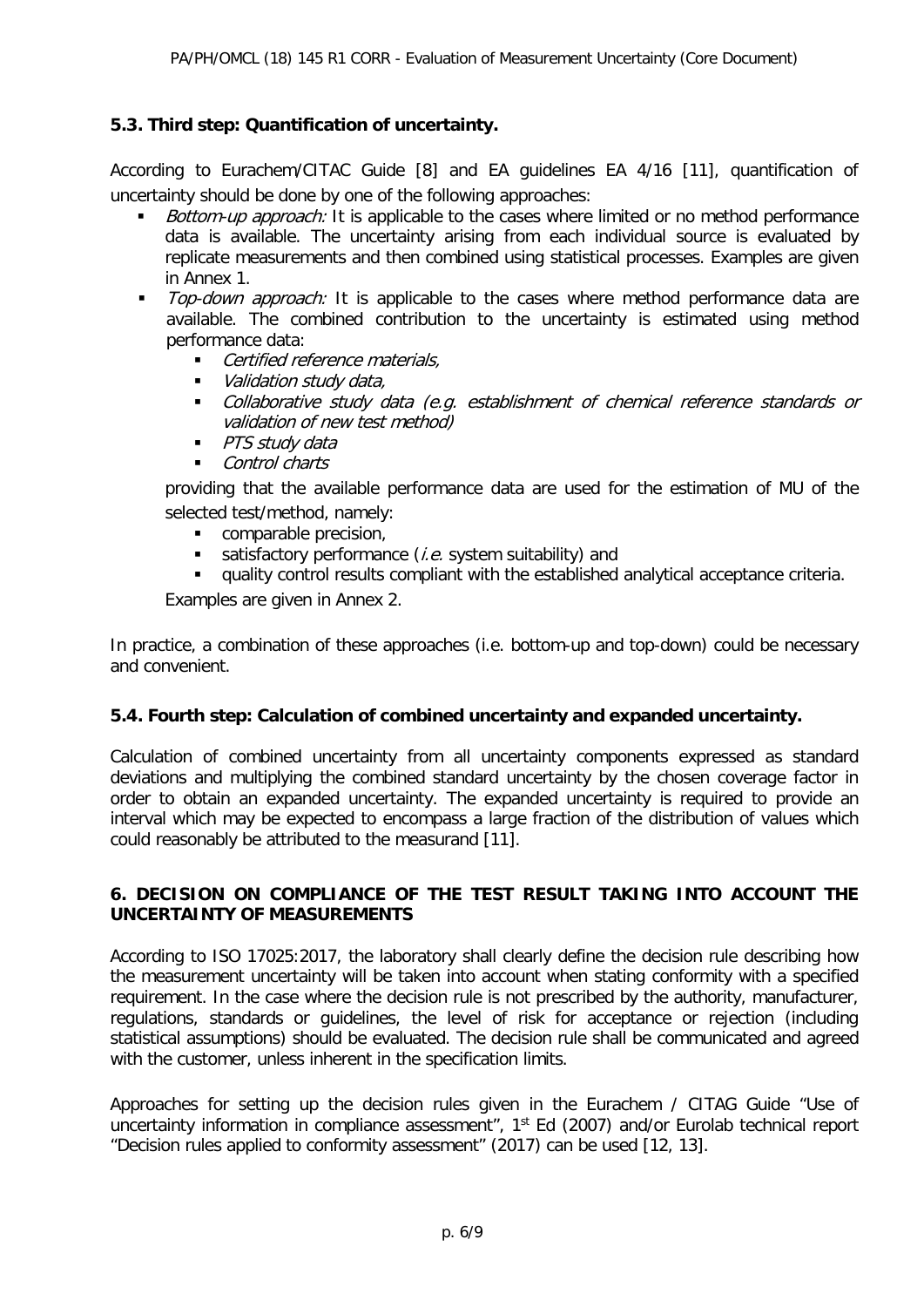### 5.3. Third step: Quantification of uncertainty.

According to Eurachem/CITAC Guide [8] and EA guidelines EA 4/16 [11], quantification of uncertainty should be done by one of the following approaches:

- *Bottom-up approach:* It is applicable to the cases where limited or no method performance data is available. The uncertainty arising from each individual source is evaluated by replicate measurements and then combined using statistical processes. Examples are given in Annex 1.
- *Top-down approach:* It is applicable to the cases where method performance data are available. The combined contribution to the uncertainty is estimated using method performance data:
  - *Certified reference materials,*
  - *Validation study data,*
  - *Collaborative study data (e.g. establishment of chemical reference standards or validation of new test method)*
  - *PTS study data*
  - *Control charts*

  providing that the available performance data are used for the estimation of MU of the selected test/method, namely:
  - comparable precision,
  - satisfactory performance (*i.e.* system suitability) and
  - quality control results compliant with the established analytical acceptance criteria.

  Examples are given in Annex 2.

In practice, a combination of these approaches (i.e. bottom-up and top-down) could be necessary and convenient.

### 5.4. Fourth step: Calculation of combined uncertainty and expanded uncertainty.

Calculation of combined uncertainty from all uncertainty components expressed as standard deviations and multiplying the combined standard uncertainty by the chosen coverage factor in order to obtain an expanded uncertainty. The expanded uncertainty is required to provide an interval which may be expected to encompass a large fraction of the distribution of values which could reasonably be attributed to the measurand [11].

## 6. DECISION ON COMPLIANCE OF THE TEST RESULT TAKING INTO ACCOUNT THE UNCERTAINTY OF MEASUREMENTS

According to ISO 17025:2017, the laboratory shall clearly define the decision rule describing how the measurement uncertainty will be taken into account when stating conformity with a specified requirement. In the case where the decision rule is not prescribed by the authority, manufacturer, regulations, standards or guidelines, the level of risk for acceptance or rejection (including statistical assumptions) should be evaluated. The decision rule shall be communicated and agreed with the customer, unless inherent in the specification limits.

Approaches for setting up the decision rules given in the Eurachem / CITAG Guide "Use of uncertainty information in compliance assessment", 1st Ed (2007) and/or Eurolab technical report "Decision rules applied to conformity assessment" (2017) can be used [12, 13].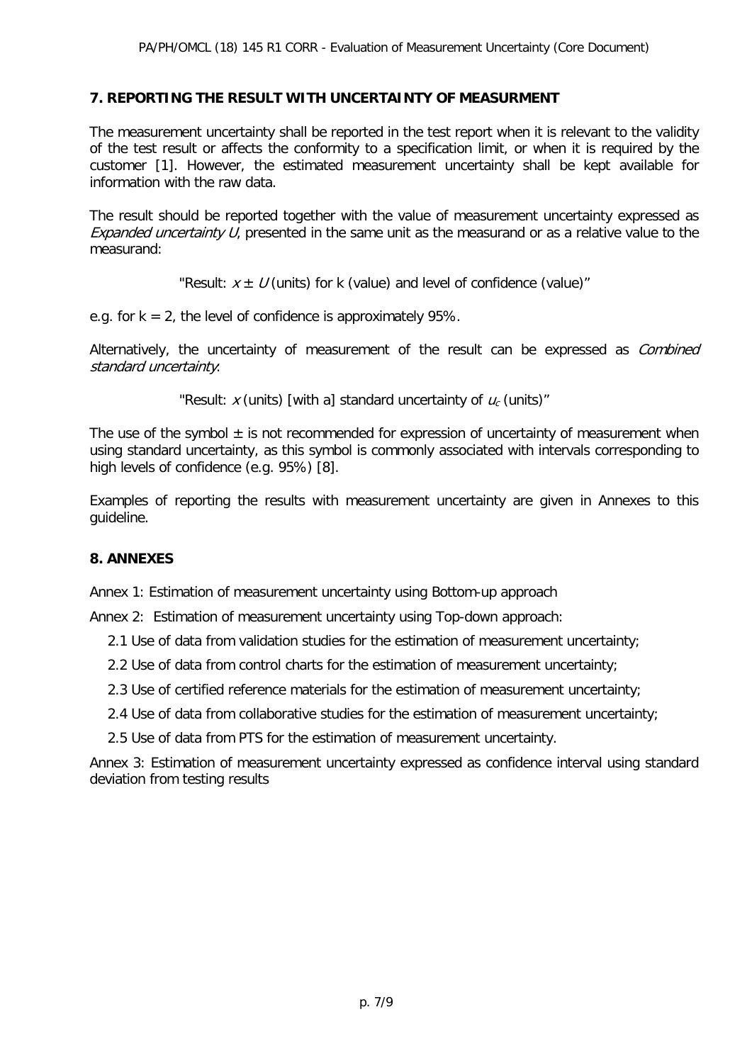## 7. REPORTING THE RESULT WITH UNCERTAINTY OF MEASURMENT

The measurement uncertainty shall be reported in the test report when it is relevant to the validity of the test result or affects the conformity to a specification limit, or when it is required by the customer [1]. However, the estimated measurement uncertainty shall be kept available for information with the raw data.

The result should be reported together with the value of measurement uncertainty expressed as *Expanded uncertainty U*, presented in the same unit as the measurand or as a relative value to the measurand:

"Result: $x \pm U$ (units) for k (value) and level of confidence (value)"

e.g. for k = 2, the level of confidence is approximately 95%.

Alternatively, the uncertainty of measurement of the result can be expressed as *Combined standard uncertainty*:

"Result: $x$ (units) [with a] standard uncertainty of $u_c$ (units)"

The use of the symbol ± is not recommended for expression of uncertainty of measurement when using standard uncertainty, as this symbol is commonly associated with intervals corresponding to high levels of confidence (e.g. 95%) [8].

Examples of reporting the results with measurement uncertainty are given in Annexes to this guideline.

## 8. ANNEXES

Annex 1: Estimation of measurement uncertainty using Bottom-up approach

Annex 2: Estimation of measurement uncertainty using Top-down approach:

- 2.1 Use of data from validation studies for the estimation of measurement uncertainty;
- 2.2 Use of data from control charts for the estimation of measurement uncertainty;
- 2.3 Use of certified reference materials for the estimation of measurement uncertainty;
- 2.4 Use of data from collaborative studies for the estimation of measurement uncertainty;
- 2.5 Use of data from PTS for the estimation of measurement uncertainty.

Annex 3: Estimation of measurement uncertainty expressed as confidence interval using standard deviation from testing results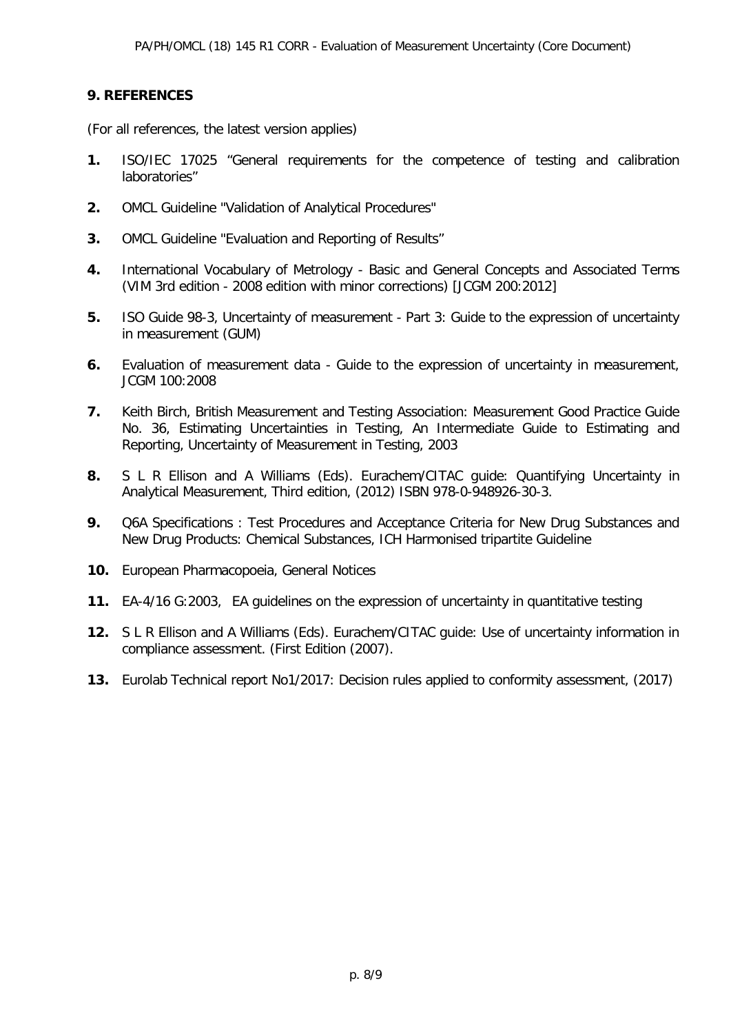## 9. REFERENCES

(For all references, the latest version applies)

1. ISO/IEC 17025 "General requirements for the competence of testing and calibration laboratories"
2. OMCL Guideline "Validation of Analytical Procedures"
3. OMCL Guideline "Evaluation and Reporting of Results"
4. International Vocabulary of Metrology - Basic and General Concepts and Associated Terms (VIM 3rd edition - 2008 edition with minor corrections) [JCGM 200:2012]
5. ISO Guide 98-3, Uncertainty of measurement - Part 3: Guide to the expression of uncertainty in measurement (GUM)
6. Evaluation of measurement data - Guide to the expression of uncertainty in measurement, JCGM 100:2008
7. Keith Birch, British Measurement and Testing Association: Measurement Good Practice Guide No. 36, Estimating Uncertainties in Testing, An Intermediate Guide to Estimating and Reporting, Uncertainty of Measurement in Testing, 2003
8. S L R Ellison and A Williams (Eds). Eurachem/CITAC guide: Quantifying Uncertainty in Analytical Measurement, Third edition, (2012) ISBN 978-0-948926-30-3.
9. Q6A Specifications : Test Procedures and Acceptance Criteria for New Drug Substances and New Drug Products: Chemical Substances, ICH Harmonised tripartite Guideline
10. European Pharmacopoeia, General Notices
11. EA-4/16 G:2003, EA guidelines on the expression of uncertainty in quantitative testing
12. S L R Ellison and A Williams (Eds). Eurachem/CITAC guide: Use of uncertainty information in compliance assessment. (First Edition (2007).
13. Eurolab Technical report No1/2017: Decision rules applied to conformity assessment, (2017)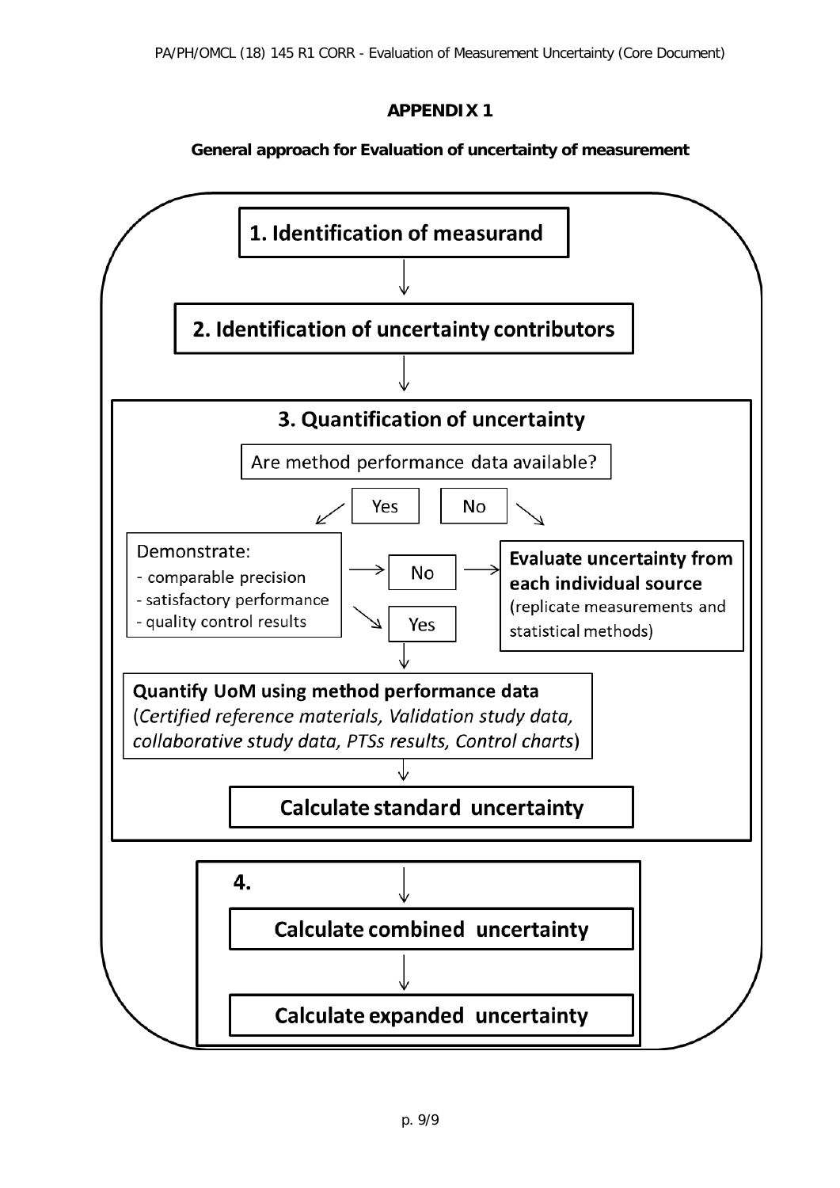# APPENDIX 1

**General approach for Evaluation of uncertainty of measurement**

**1. Identification of measurand**

**2. Identification of uncertainty contributors**

**3. Quantification of uncertainty**

Are method performance data available?

Yes

No

Demonstrate:
- comparable precision
- satisfactory performance
- quality control results

No

Yes

**Evaluate uncertainty from each individual source**
(replicate measurements and statistical methods)

**Quantify UoM using method performance data**
(*Certified reference materials, Validation study data, collaborative study data, PTSs results, Control charts*)

**Calculate standard uncertainty**

**4.**

**Calculate combined uncertainty**

**Calculate expanded uncertainty**